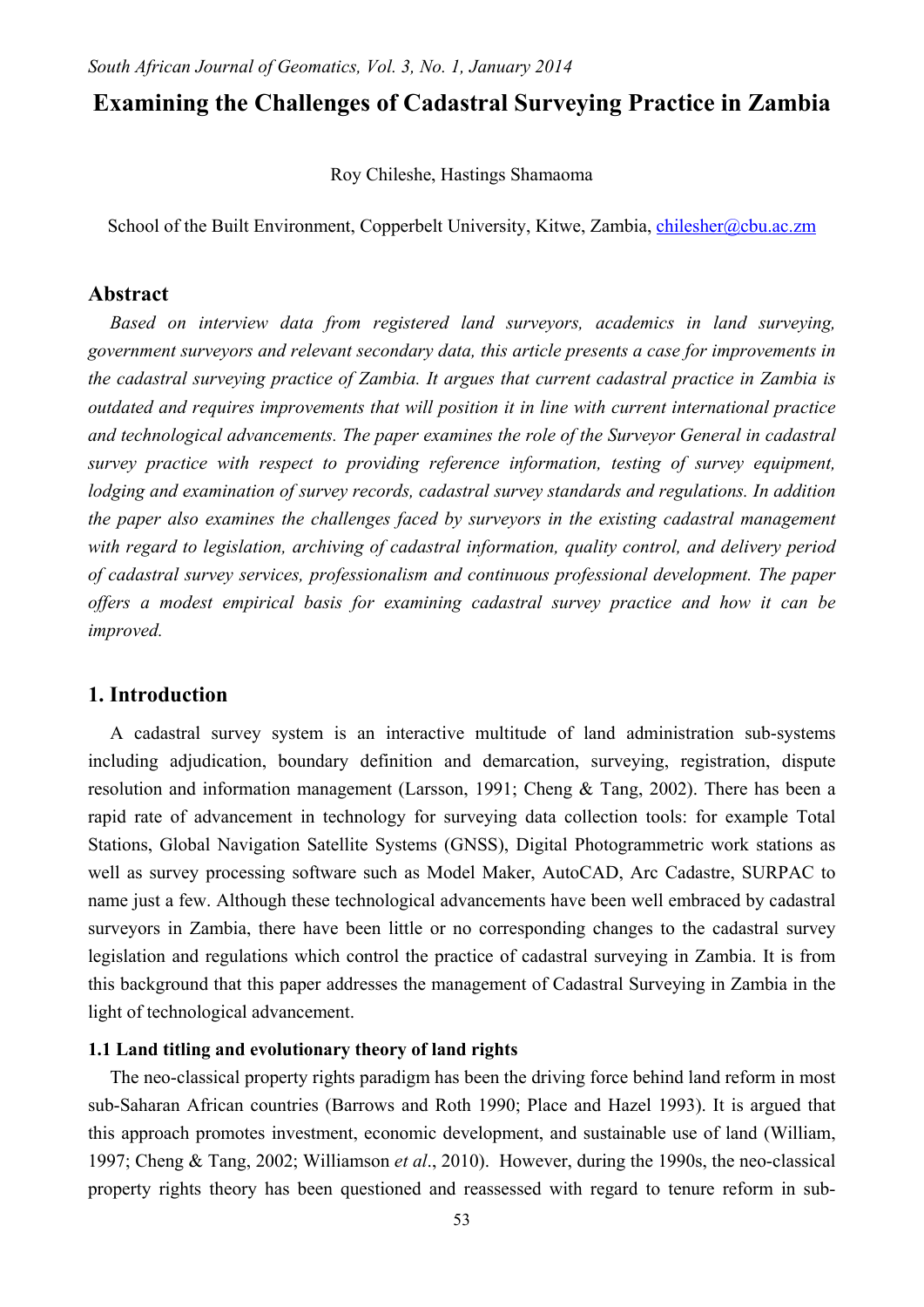# Examining the Challenges of Cadastral Surveying Practice in Zambia

Roy Chileshe, Hastings Shamaoma

School of the Built Environment, Copperbelt University, Kitwe, Zambia, chilesher@cbu.ac.zm

## Abstract

*Based on interview data from registered land surveyors, academics in land surveying, government surveyors and relevant secondary data, this article presents a case for improvements in the cadastral surveying practice of Zambia. It argues that current cadastral practice in Zambia is outdated and requires improvements that will position it in line with current international practice and technological advancements. The paper examines the role of the Surveyor General in cadastral survey practice with respect to providing reference information, testing of survey equipment, lodging and examination of survey records, cadastral survey standards and regulations. In addition the paper also examines the challenges faced by surveyors in the existing cadastral management with regard to legislation, archiving of cadastral information, quality control, and delivery period of cadastral survey services, professionalism and continuous professional development. The paper offers a modest empirical basis for examining cadastral survey practice and how it can be improved.*

## 1. Introduction

A cadastral survey system is an interactive multitude of land administration sub-systems including adjudication, boundary definition and demarcation, surveying, registration, dispute resolution and information management (Larsson, 1991; Cheng & Tang, 2002). There has been a rapid rate of advancement in technology for surveying data collection tools: for example Total Stations, Global Navigation Satellite Systems (GNSS), Digital Photogrammetric work stations as well as survey processing software such as Model Maker, AutoCAD, Arc Cadastre, SURPAC to name just a few. Although these technological advancements have been well embraced by cadastral surveyors in Zambia, there have been little or no corresponding changes to the cadastral survey legislation and regulations which control the practice of cadastral surveying in Zambia. It is from this background that this paper addresses the management of Cadastral Surveying in Zambia in the light of technological advancement.

### 1.1 Land titling and evolutionary theory of land rights

The neo-classical property rights paradigm has been the driving force behind land reform in most sub-Saharan African countries (Barrows and Roth 1990; Place and Hazel 1993). It is argued that this approach promotes investment, economic development, and sustainable use of land (William, 1997; Cheng & Tang, 2002; Williamson *et al*., 2010). However, during the 1990s, the neo-classical property rights theory has been questioned and reassessed with regard to tenure reform in sub-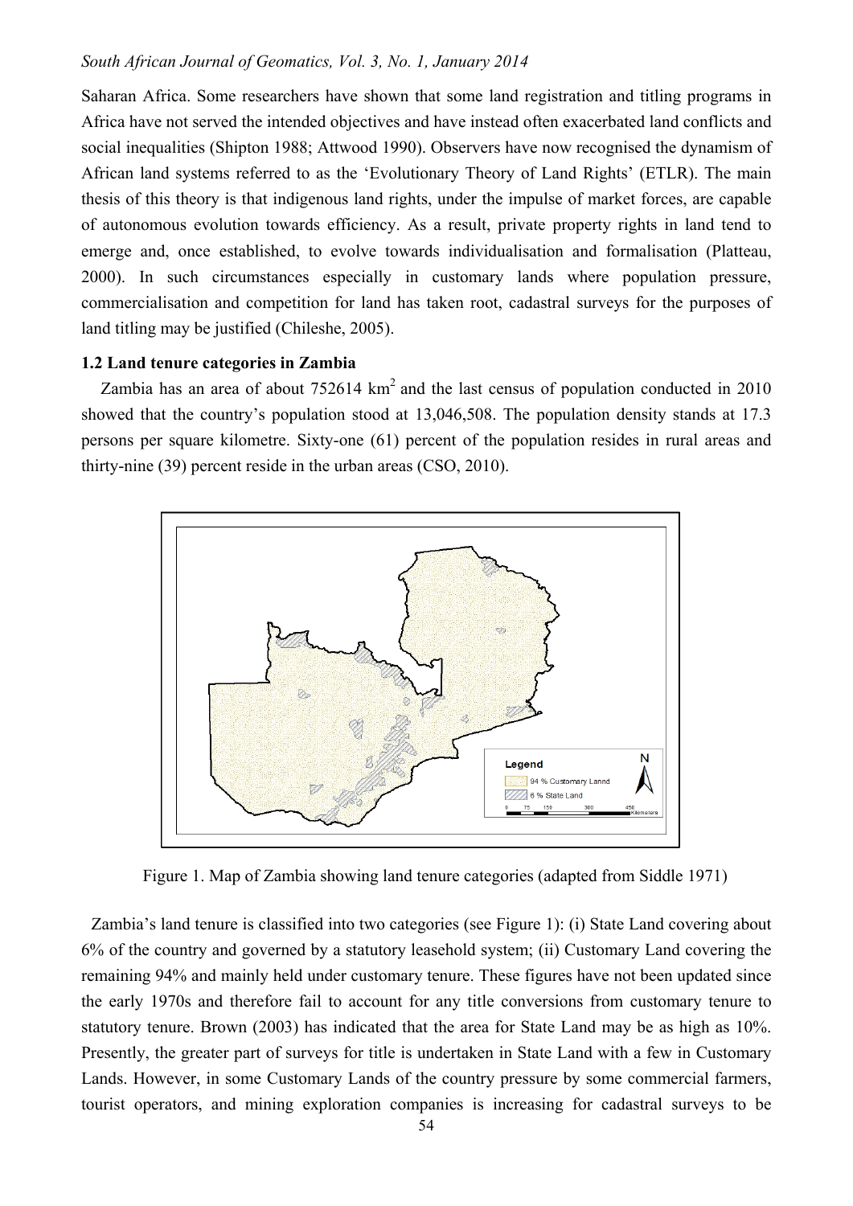Saharan Africa. Some researchers have shown that some land registration and titling programs in Africa have not served the intended objectives and have instead often exacerbated land conflicts and social inequalities (Shipton 1988; Attwood 1990). Observers have now recognised the dynamism of African land systems referred to as the 'Evolutionary Theory of Land Rights' (ETLR). The main thesis of this theory is that indigenous land rights, under the impulse of market forces, are capable of autonomous evolution towards efficiency. As a result, private property rights in land tend to emerge and, once established, to evolve towards individualisation and formalisation (Platteau, 2000). In such circumstances especially in customary lands where population pressure, commercialisation and competition for land has taken root, cadastral surveys for the purposes of land titling may be justified (Chileshe, 2005).

### 1.2 Land tenure categories in Zambia

Zambia has an area of about 752614 km$^2$ and the last census of population conducted in 2010 showed that the country's population stood at 13,046,508. The population density stands at 17.3 persons per square kilometre. Sixty-one (61) percent of the population resides in rural areas and thirty-nine (39) percent reside in the urban areas (CSO, 2010).

Figure 1. Map of Zambia showing land tenure categories (adapted from Siddle 1971)

Zambia's land tenure is classified into two categories (see Figure 1): (i) State Land covering about 6% of the country and governed by a statutory leasehold system; (ii) Customary Land covering the remaining 94% and mainly held under customary tenure. These figures have not been updated since the early 1970s and therefore fail to account for any title conversions from customary tenure to statutory tenure. Brown (2003) has indicated that the area for State Land may be as high as 10%. Presently, the greater part of surveys for title is undertaken in State Land with a few in Customary Lands. However, in some Customary Lands of the country pressure by some commercial farmers, tourist operators, and mining exploration companies is increasing for cadastral surveys to be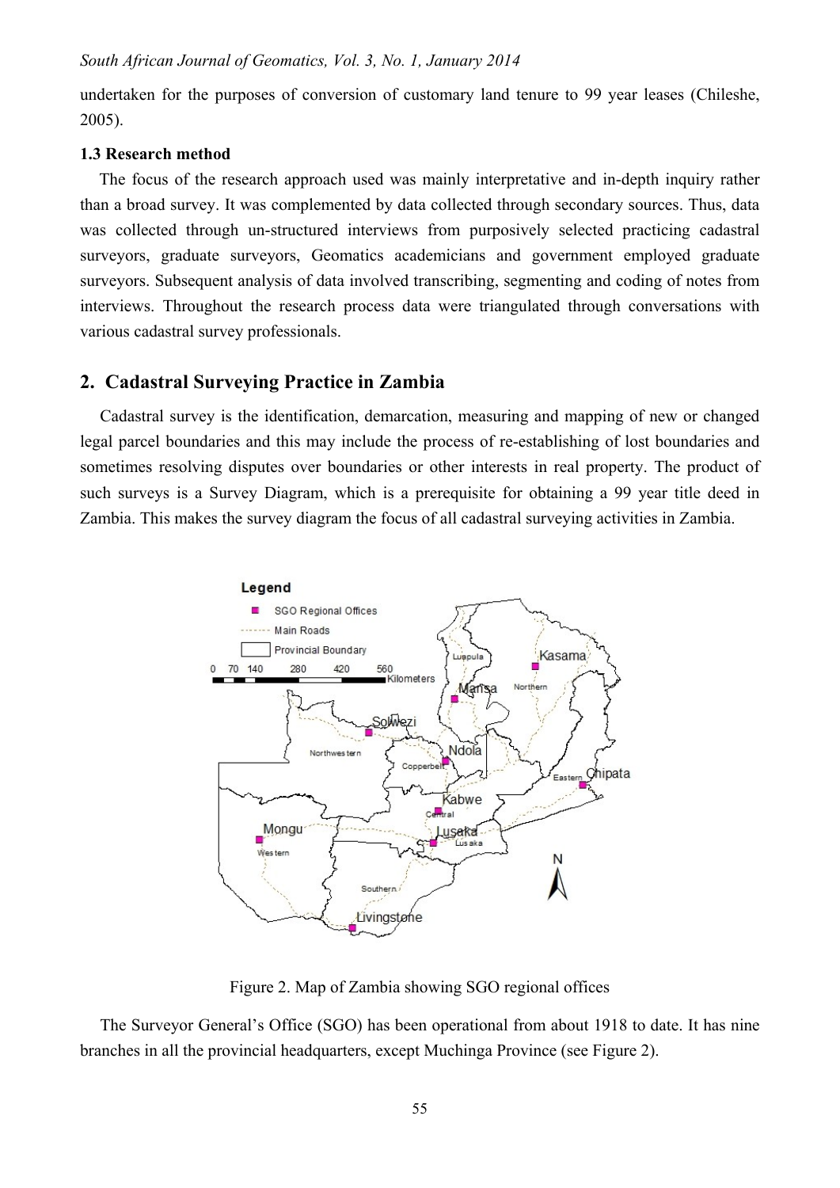undertaken for the purposes of conversion of customary land tenure to 99 year leases (Chileshe, 2005).

### 1.3 Research method

The focus of the research approach used was mainly interpretative and in-depth inquiry rather than a broad survey. It was complemented by data collected through secondary sources. Thus, data was collected through un-structured interviews from purposively selected practicing cadastral surveyors, graduate surveyors, Geomatics academicians and government employed graduate surveyors. Subsequent analysis of data involved transcribing, segmenting and coding of notes from interviews. Throughout the research process data were triangulated through conversations with various cadastral survey professionals.

## 2. Cadastral Surveying Practice in Zambia

Cadastral survey is the identification, demarcation, measuring and mapping of new or changed legal parcel boundaries and this may include the process of re-establishing of lost boundaries and sometimes resolving disputes over boundaries or other interests in real property. The product of such surveys is a Survey Diagram, which is a prerequisite for obtaining a 99 year title deed in Zambia. This makes the survey diagram the focus of all cadastral surveying activities in Zambia.

Figure 2. Map of Zambia showing SGO regional offices

The Surveyor General's Office (SGO) has been operational from about 1918 to date. It has nine branches in all the provincial headquarters, except Muchinga Province (see Figure 2).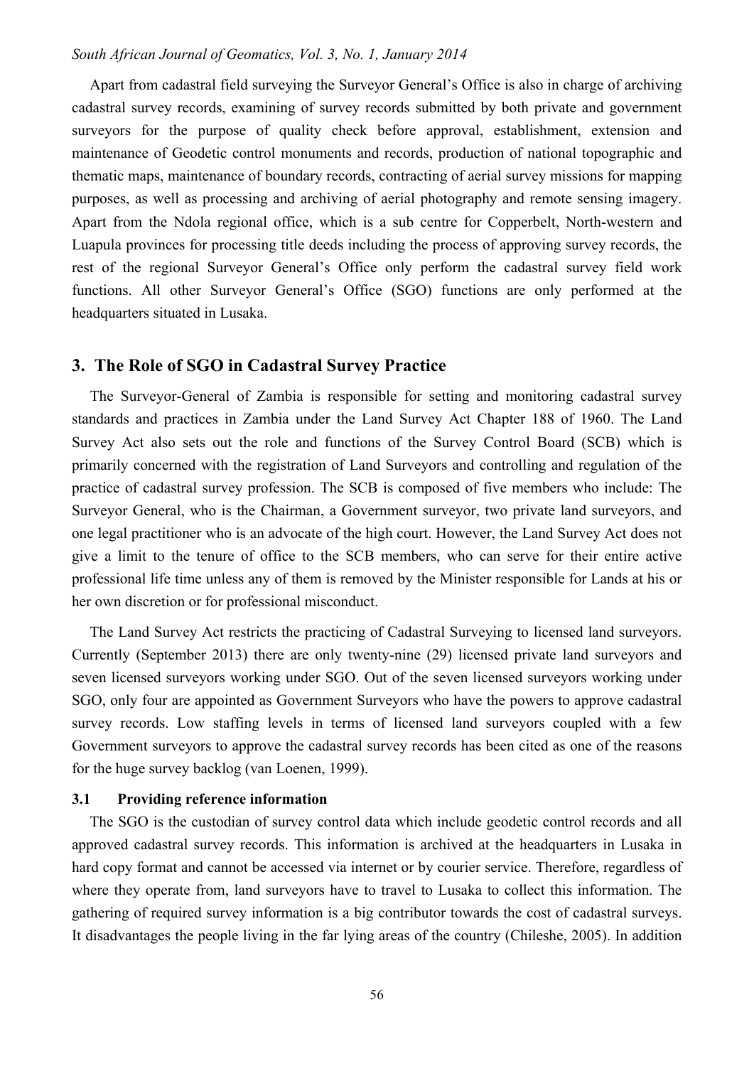Apart from cadastral field surveying the Surveyor General's Office is also in charge of archiving cadastral survey records, examining of survey records submitted by both private and government surveyors for the purpose of quality check before approval, establishment, extension and maintenance of Geodetic control monuments and records, production of national topographic and thematic maps, maintenance of boundary records, contracting of aerial survey missions for mapping purposes, as well as processing and archiving of aerial photography and remote sensing imagery. Apart from the Ndola regional office, which is a sub centre for Copperbelt, North-western and Luapula provinces for processing title deeds including the process of approving survey records, the rest of the regional Surveyor General's Office only perform the cadastral survey field work functions. All other Surveyor General's Office (SGO) functions are only performed at the headquarters situated in Lusaka.

## 3. The Role of SGO in Cadastral Survey Practice

The Surveyor-General of Zambia is responsible for setting and monitoring cadastral survey standards and practices in Zambia under the Land Survey Act Chapter 188 of 1960. The Land Survey Act also sets out the role and functions of the Survey Control Board (SCB) which is primarily concerned with the registration of Land Surveyors and controlling and regulation of the practice of cadastral survey profession. The SCB is composed of five members who include: The Surveyor General, who is the Chairman, a Government surveyor, two private land surveyors, and one legal practitioner who is an advocate of the high court. However, the Land Survey Act does not give a limit to the tenure of office to the SCB members, who can serve for their entire active professional life time unless any of them is removed by the Minister responsible for Lands at his or her own discretion or for professional misconduct.

The Land Survey Act restricts the practicing of Cadastral Surveying to licensed land surveyors. Currently (September 2013) there are only twenty-nine (29) licensed private land surveyors and seven licensed surveyors working under SGO. Out of the seven licensed surveyors working under SGO, only four are appointed as Government Surveyors who have the powers to approve cadastral survey records. Low staffing levels in terms of licensed land surveyors coupled with a few Government surveyors to approve the cadastral survey records has been cited as one of the reasons for the huge survey backlog (van Loenen, 1999).

### 3.1 Providing reference information

The SGO is the custodian of survey control data which include geodetic control records and all approved cadastral survey records. This information is archived at the headquarters in Lusaka in hard copy format and cannot be accessed via internet or by courier service. Therefore, regardless of where they operate from, land surveyors have to travel to Lusaka to collect this information. The gathering of required survey information is a big contributor towards the cost of cadastral surveys. It disadvantages the people living in the far lying areas of the country (Chileshe, 2005). In addition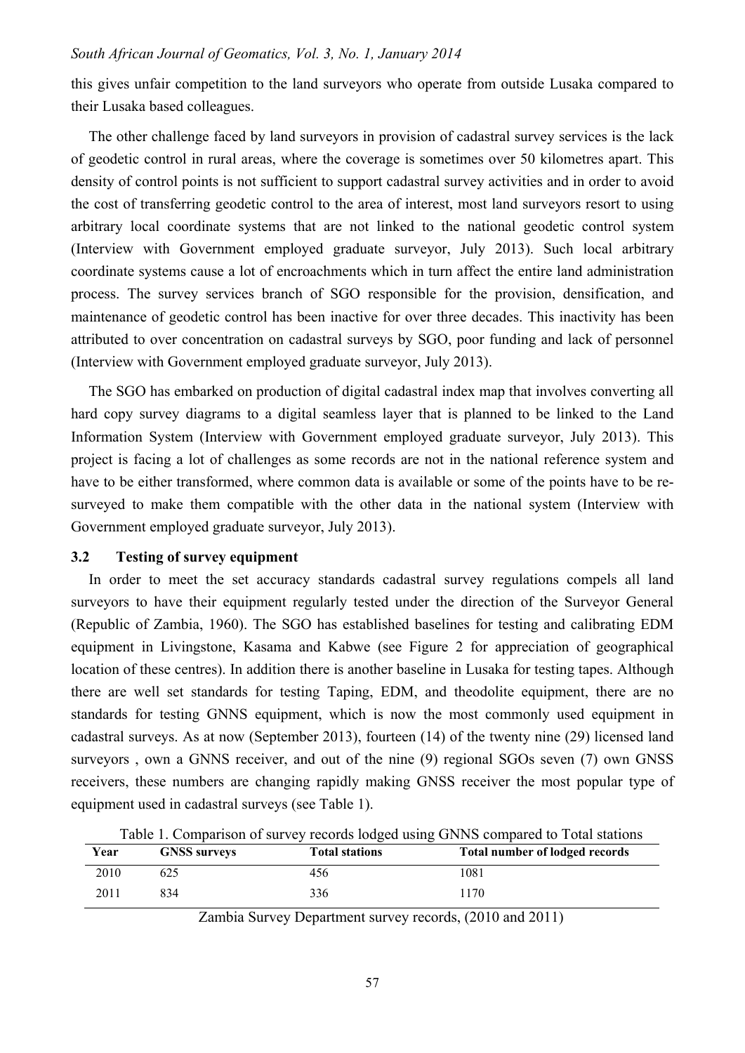this gives unfair competition to the land surveyors who operate from outside Lusaka compared to their Lusaka based colleagues.

The other challenge faced by land surveyors in provision of cadastral survey services is the lack of geodetic control in rural areas, where the coverage is sometimes over 50 kilometres apart. This density of control points is not sufficient to support cadastral survey activities and in order to avoid the cost of transferring geodetic control to the area of interest, most land surveyors resort to using arbitrary local coordinate systems that are not linked to the national geodetic control system (Interview with Government employed graduate surveyor, July 2013). Such local arbitrary coordinate systems cause a lot of encroachments which in turn affect the entire land administration process. The survey services branch of SGO responsible for the provision, densification, and maintenance of geodetic control has been inactive for over three decades. This inactivity has been attributed to over concentration on cadastral surveys by SGO, poor funding and lack of personnel (Interview with Government employed graduate surveyor, July 2013).

The SGO has embarked on production of digital cadastral index map that involves converting all hard copy survey diagrams to a digital seamless layer that is planned to be linked to the Land Information System (Interview with Government employed graduate surveyor, July 2013). This project is facing a lot of challenges as some records are not in the national reference system and have to be either transformed, where common data is available or some of the points have to be re-surveyed to make them compatible with the other data in the national system (Interview with Government employed graduate surveyor, July 2013).

### 3.2 Testing of survey equipment

In order to meet the set accuracy standards cadastral survey regulations compels all land surveyors to have their equipment regularly tested under the direction of the Surveyor General (Republic of Zambia, 1960). The SGO has established baselines for testing and calibrating EDM equipment in Livingstone, Kasama and Kabwe (see Figure 2 for appreciation of geographical location of these centres). In addition there is another baseline in Lusaka for testing tapes. Although there are well set standards for testing Taping, EDM, and theodolite equipment, there are no standards for testing GNNS equipment, which is now the most commonly used equipment in cadastral surveys. As at now (September 2013), fourteen (14) of the twenty nine (29) licensed land surveyors , own a GNNS receiver, and out of the nine (9) regional SGOs seven (7) own GNSS receivers, these numbers are changing rapidly making GNSS receiver the most popular type of equipment used in cadastral surveys (see Table 1).

Table 1. Comparison of survey records lodged using GNNS compared to Total stations

| Year | GNSS surveys | Total stations | Total number of lodged records |
|---|---|---|---|
| 2010 | 625 | 456 | 1081 |
| 2011 | 834 | 336 | 1170 |

Zambia Survey Department survey records, (2010 and 2011)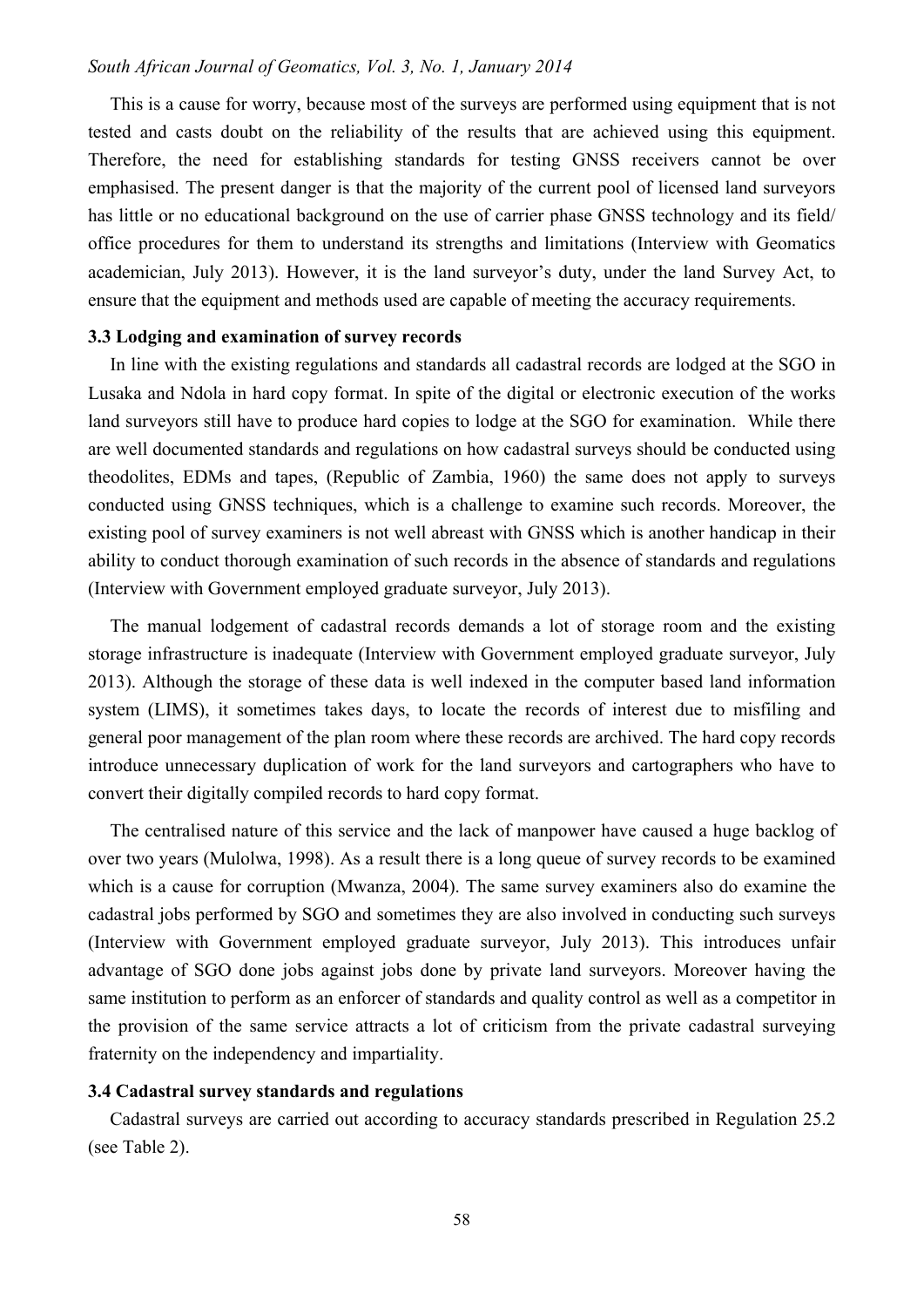This is a cause for worry, because most of the surveys are performed using equipment that is not tested and casts doubt on the reliability of the results that are achieved using this equipment. Therefore, the need for establishing standards for testing GNSS receivers cannot be over emphasised. The present danger is that the majority of the current pool of licensed land surveyors has little or no educational background on the use of carrier phase GNSS technology and its field/ office procedures for them to understand its strengths and limitations (Interview with Geomatics academician, July 2013). However, it is the land surveyor's duty, under the land Survey Act, to ensure that the equipment and methods used are capable of meeting the accuracy requirements.

### 3.3 Lodging and examination of survey records

In line with the existing regulations and standards all cadastral records are lodged at the SGO in Lusaka and Ndola in hard copy format. In spite of the digital or electronic execution of the works land surveyors still have to produce hard copies to lodge at the SGO for examination. While there are well documented standards and regulations on how cadastral surveys should be conducted using theodolites, EDMs and tapes, (Republic of Zambia, 1960) the same does not apply to surveys conducted using GNSS techniques, which is a challenge to examine such records. Moreover, the existing pool of survey examiners is not well abreast with GNSS which is another handicap in their ability to conduct thorough examination of such records in the absence of standards and regulations (Interview with Government employed graduate surveyor, July 2013).

The manual lodgement of cadastral records demands a lot of storage room and the existing storage infrastructure is inadequate (Interview with Government employed graduate surveyor, July 2013). Although the storage of these data is well indexed in the computer based land information system (LIMS), it sometimes takes days, to locate the records of interest due to misfiling and general poor management of the plan room where these records are archived. The hard copy records introduce unnecessary duplication of work for the land surveyors and cartographers who have to convert their digitally compiled records to hard copy format.

The centralised nature of this service and the lack of manpower have caused a huge backlog of over two years (Mulolwa, 1998). As a result there is a long queue of survey records to be examined which is a cause for corruption (Mwanza, 2004). The same survey examiners also do examine the cadastral jobs performed by SGO and sometimes they are also involved in conducting such surveys (Interview with Government employed graduate surveyor, July 2013). This introduces unfair advantage of SGO done jobs against jobs done by private land surveyors. Moreover having the same institution to perform as an enforcer of standards and quality control as well as a competitor in the provision of the same service attracts a lot of criticism from the private cadastral surveying fraternity on the independency and impartiality.

### 3.4 Cadastral survey standards and regulations

Cadastral surveys are carried out according to accuracy standards prescribed in Regulation 25.2 (see Table 2).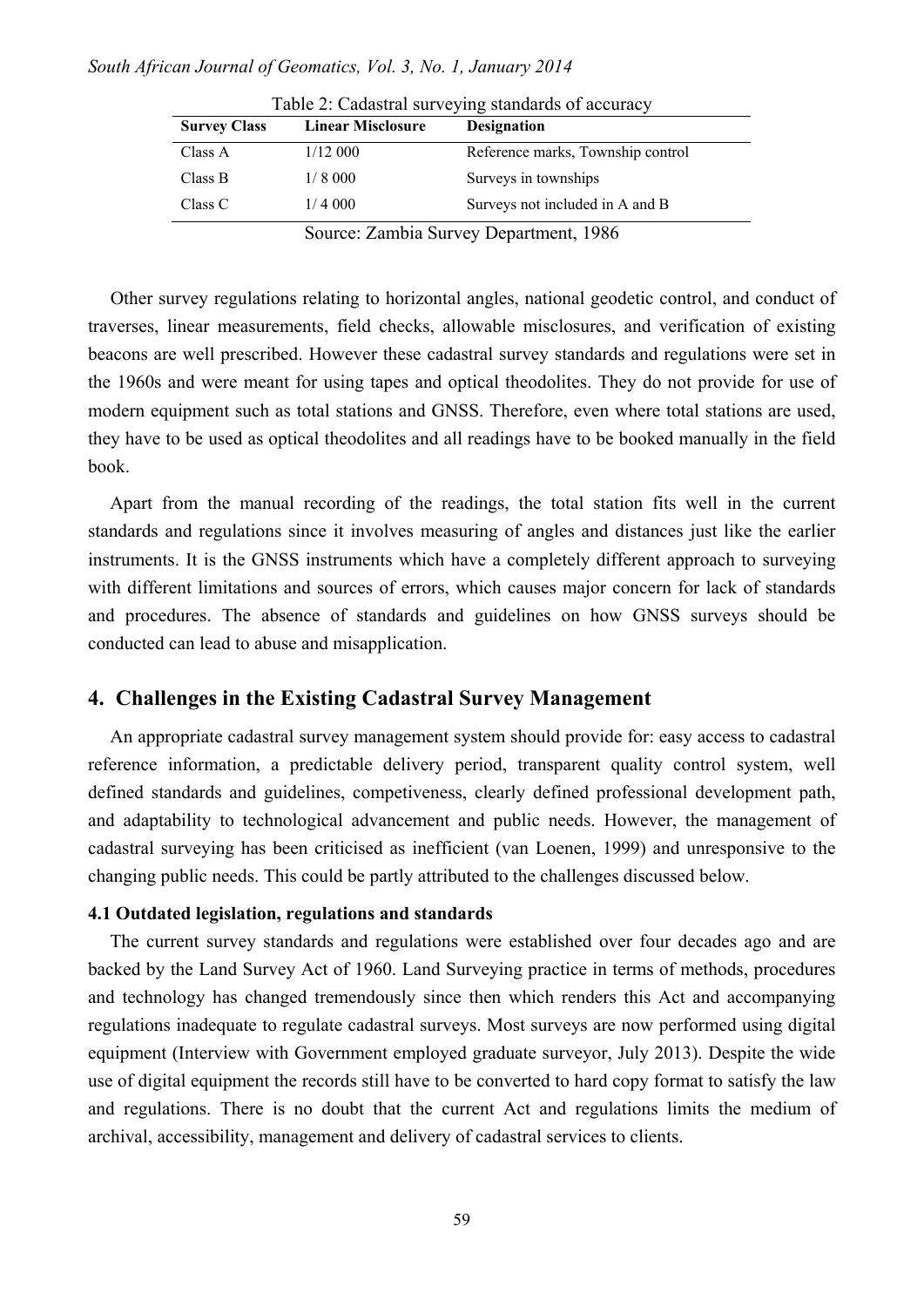Table 2: Cadastral surveying standards of accuracy

| Survey Class | Linear Misclosure | Designation |
| --- | --- | --- |
| Class A | 1/12 000 | Reference marks, Township control |
| Class B | 1/ 8 000 | Surveys in townships |
| Class C | 1/ 4 000 | Surveys not included in A and B |

Source: Zambia Survey Department, 1986

Other survey regulations relating to horizontal angles, national geodetic control, and conduct of traverses, linear measurements, field checks, allowable misclosures, and verification of existing beacons are well prescribed. However these cadastral survey standards and regulations were set in the 1960s and were meant for using tapes and optical theodolites. They do not provide for use of modern equipment such as total stations and GNSS. Therefore, even where total stations are used, they have to be used as optical theodolites and all readings have to be booked manually in the field book.

Apart from the manual recording of the readings, the total station fits well in the current standards and regulations since it involves measuring of angles and distances just like the earlier instruments. It is the GNSS instruments which have a completely different approach to surveying with different limitations and sources of errors, which causes major concern for lack of standards and procedures. The absence of standards and guidelines on how GNSS surveys should be conducted can lead to abuse and misapplication.

## 4. Challenges in the Existing Cadastral Survey Management

An appropriate cadastral survey management system should provide for: easy access to cadastral reference information, a predictable delivery period, transparent quality control system, well defined standards and guidelines, competiveness, clearly defined professional development path, and adaptability to technological advancement and public needs. However, the management of cadastral surveying has been criticised as inefficient (van Loenen, 1999) and unresponsive to the changing public needs. This could be partly attributed to the challenges discussed below.

### 4.1 Outdated legislation, regulations and standards

The current survey standards and regulations were established over four decades ago and are backed by the Land Survey Act of 1960. Land Surveying practice in terms of methods, procedures and technology has changed tremendously since then which renders this Act and accompanying regulations inadequate to regulate cadastral surveys. Most surveys are now performed using digital equipment (Interview with Government employed graduate surveyor, July 2013). Despite the wide use of digital equipment the records still have to be converted to hard copy format to satisfy the law and regulations. There is no doubt that the current Act and regulations limits the medium of archival, accessibility, management and delivery of cadastral services to clients.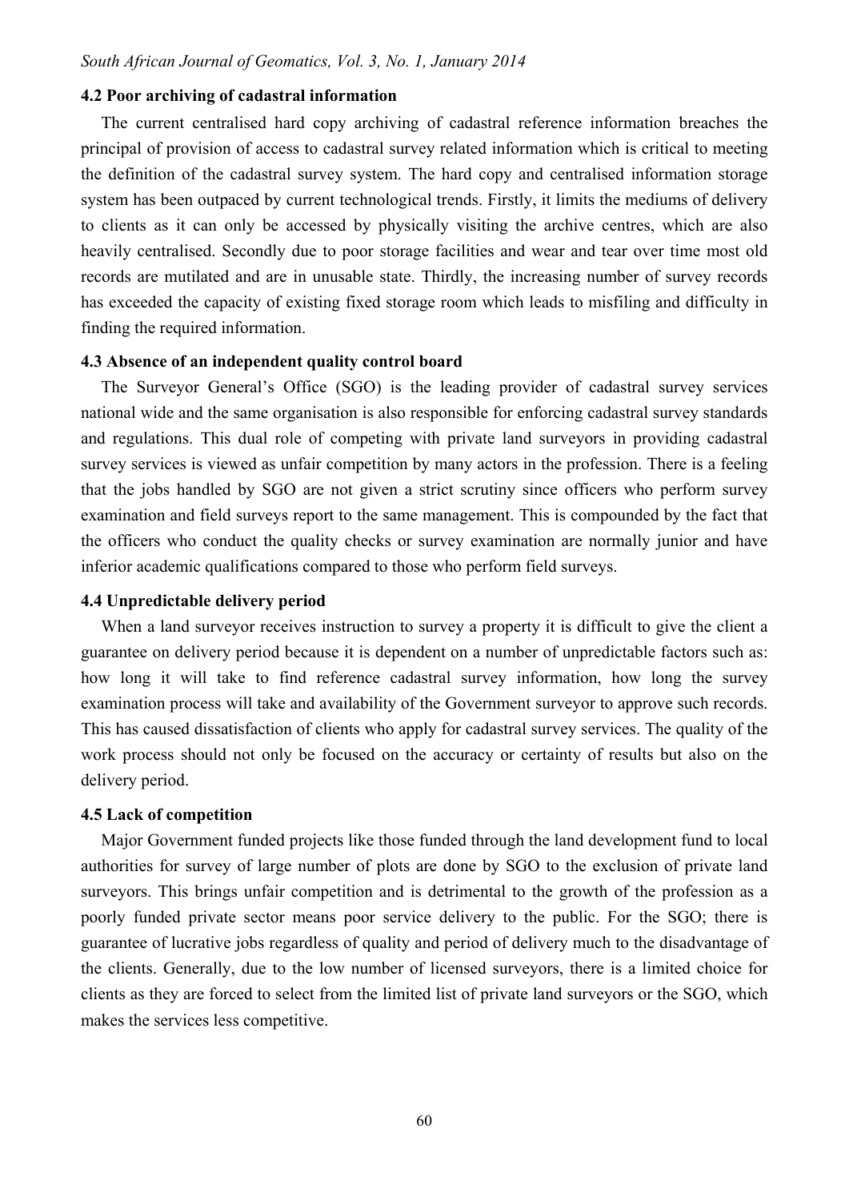### 4.2 Poor archiving of cadastral information

The current centralised hard copy archiving of cadastral reference information breaches the principal of provision of access to cadastral survey related information which is critical to meeting the definition of the cadastral survey system. The hard copy and centralised information storage system has been outpaced by current technological trends. Firstly, it limits the mediums of delivery to clients as it can only be accessed by physically visiting the archive centres, which are also heavily centralised. Secondly due to poor storage facilities and wear and tear over time most old records are mutilated and are in unusable state. Thirdly, the increasing number of survey records has exceeded the capacity of existing fixed storage room which leads to misfiling and difficulty in finding the required information.

### 4.3 Absence of an independent quality control board

The Surveyor General's Office (SGO) is the leading provider of cadastral survey services national wide and the same organisation is also responsible for enforcing cadastral survey standards and regulations. This dual role of competing with private land surveyors in providing cadastral survey services is viewed as unfair competition by many actors in the profession. There is a feeling that the jobs handled by SGO are not given a strict scrutiny since officers who perform survey examination and field surveys report to the same management. This is compounded by the fact that the officers who conduct the quality checks or survey examination are normally junior and have inferior academic qualifications compared to those who perform field surveys.

### 4.4 Unpredictable delivery period

When a land surveyor receives instruction to survey a property it is difficult to give the client a guarantee on delivery period because it is dependent on a number of unpredictable factors such as: how long it will take to find reference cadastral survey information, how long the survey examination process will take and availability of the Government surveyor to approve such records. This has caused dissatisfaction of clients who apply for cadastral survey services. The quality of the work process should not only be focused on the accuracy or certainty of results but also on the delivery period.

### 4.5 Lack of competition

Major Government funded projects like those funded through the land development fund to local authorities for survey of large number of plots are done by SGO to the exclusion of private land surveyors. This brings unfair competition and is detrimental to the growth of the profession as a poorly funded private sector means poor service delivery to the public. For the SGO; there is guarantee of lucrative jobs regardless of quality and period of delivery much to the disadvantage of the clients. Generally, due to the low number of licensed surveyors, there is a limited choice for clients as they are forced to select from the limited list of private land surveyors or the SGO, which makes the services less competitive.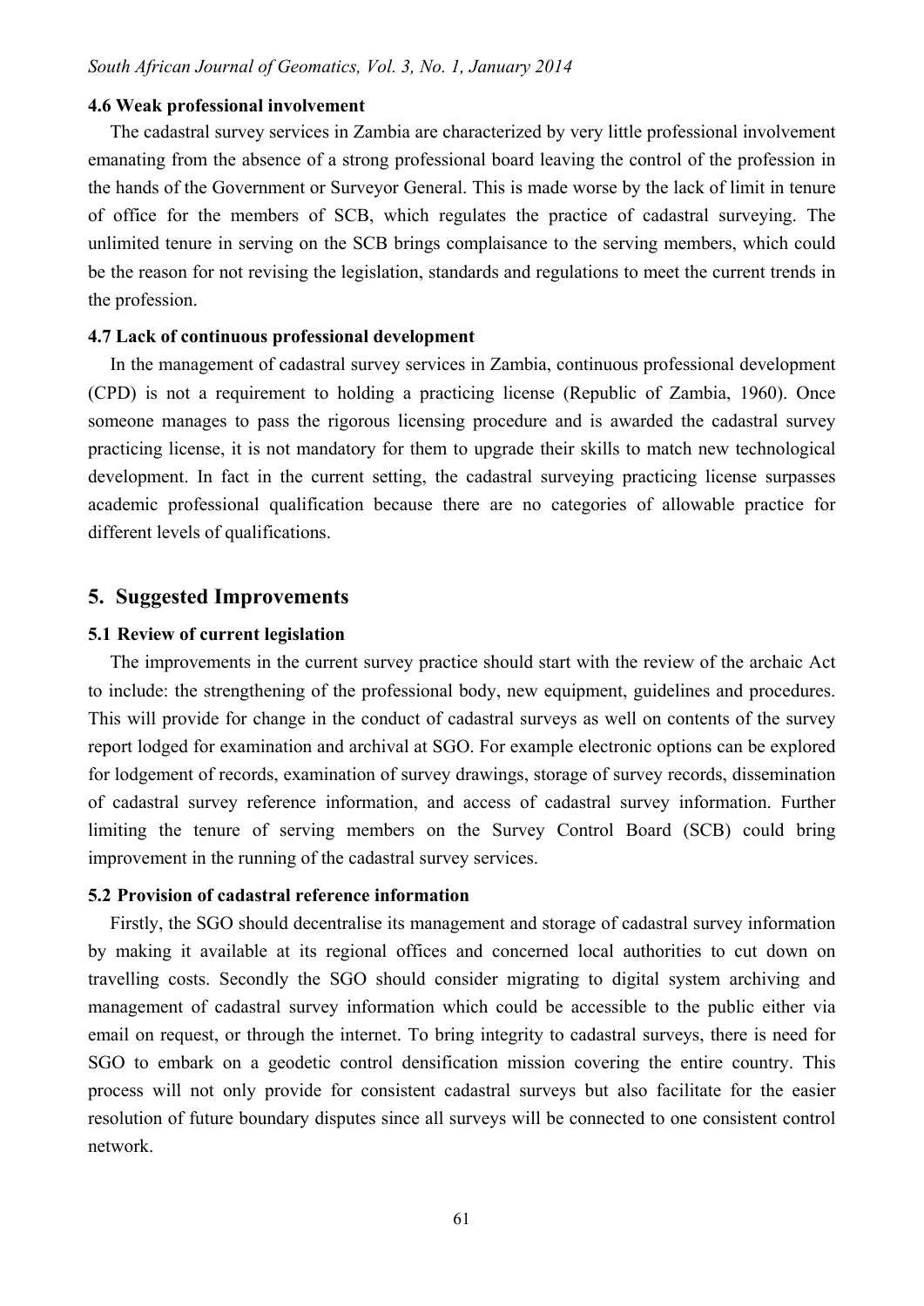### 4.6 Weak professional involvement

The cadastral survey services in Zambia are characterized by very little professional involvement emanating from the absence of a strong professional board leaving the control of the profession in the hands of the Government or Surveyor General. This is made worse by the lack of limit in tenure of office for the members of SCB, which regulates the practice of cadastral surveying. The unlimited tenure in serving on the SCB brings complaisance to the serving members, which could be the reason for not revising the legislation, standards and regulations to meet the current trends in the profession.

### 4.7 Lack of continuous professional development

In the management of cadastral survey services in Zambia, continuous professional development (CPD) is not a requirement to holding a practicing license (Republic of Zambia, 1960). Once someone manages to pass the rigorous licensing procedure and is awarded the cadastral survey practicing license, it is not mandatory for them to upgrade their skills to match new technological development. In fact in the current setting, the cadastral surveying practicing license surpasses academic professional qualification because there are no categories of allowable practice for different levels of qualifications.

## 5. Suggested Improvements

### 5.1 Review of current legislation

The improvements in the current survey practice should start with the review of the archaic Act to include: the strengthening of the professional body, new equipment, guidelines and procedures. This will provide for change in the conduct of cadastral surveys as well on contents of the survey report lodged for examination and archival at SGO. For example electronic options can be explored for lodgement of records, examination of survey drawings, storage of survey records, dissemination of cadastral survey reference information, and access of cadastral survey information. Further limiting the tenure of serving members on the Survey Control Board (SCB) could bring improvement in the running of the cadastral survey services.

### 5.2 Provision of cadastral reference information

Firstly, the SGO should decentralise its management and storage of cadastral survey information by making it available at its regional offices and concerned local authorities to cut down on travelling costs. Secondly the SGO should consider migrating to digital system archiving and management of cadastral survey information which could be accessible to the public either via email on request, or through the internet. To bring integrity to cadastral surveys, there is need for SGO to embark on a geodetic control densification mission covering the entire country. This process will not only provide for consistent cadastral surveys but also facilitate for the easier resolution of future boundary disputes since all surveys will be connected to one consistent control network.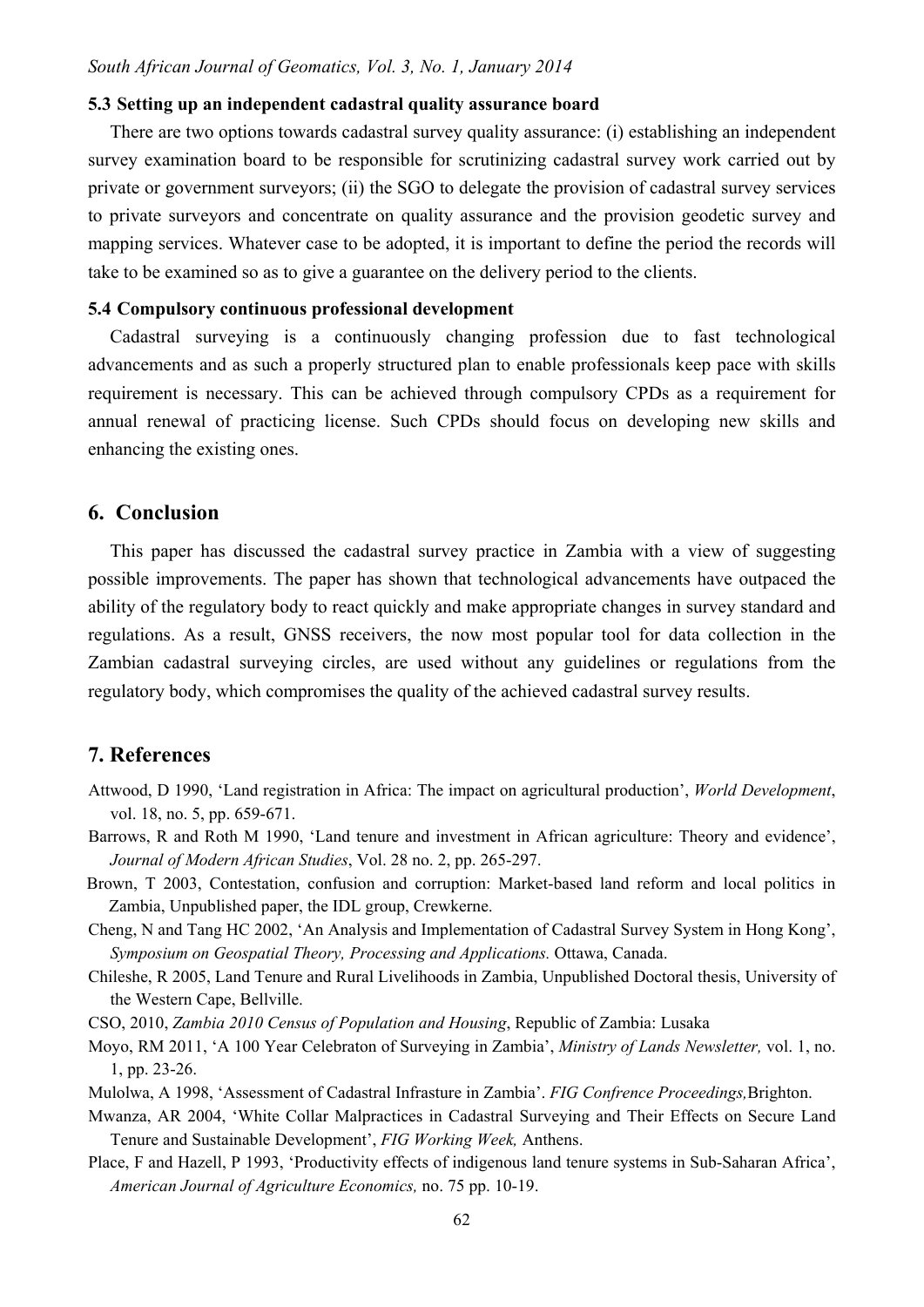### 5.3 Setting up an independent cadastral quality assurance board

There are two options towards cadastral survey quality assurance: (i) establishing an independent survey examination board to be responsible for scrutinizing cadastral survey work carried out by private or government surveyors; (ii) the SGO to delegate the provision of cadastral survey services to private surveyors and concentrate on quality assurance and the provision geodetic survey and mapping services. Whatever case to be adopted, it is important to define the period the records will take to be examined so as to give a guarantee on the delivery period to the clients.

### 5.4 Compulsory continuous professional development

Cadastral surveying is a continuously changing profession due to fast technological advancements and as such a properly structured plan to enable professionals keep pace with skills requirement is necessary. This can be achieved through compulsory CPDs as a requirement for annual renewal of practicing license. Such CPDs should focus on developing new skills and enhancing the existing ones.

## 6. Conclusion

This paper has discussed the cadastral survey practice in Zambia with a view of suggesting possible improvements. The paper has shown that technological advancements have outpaced the ability of the regulatory body to react quickly and make appropriate changes in survey standard and regulations. As a result, GNSS receivers, the now most popular tool for data collection in the Zambian cadastral surveying circles, are used without any guidelines or regulations from the regulatory body, which compromises the quality of the achieved cadastral survey results.

## 7. References

Attwood, D 1990, 'Land registration in Africa: The impact on agricultural production', *World Development*, vol. 18, no. 5, pp. 659-671.

Barrows, R and Roth M 1990, 'Land tenure and investment in African agriculture: Theory and evidence', *Journal of Modern African Studies*, Vol. 28 no. 2, pp. 265-297.

Brown, T 2003, Contestation, confusion and corruption: Market-based land reform and local politics in Zambia, Unpublished paper, the IDL group, Crewkerne.

Cheng, N and Tang HC 2002, 'An Analysis and Implementation of Cadastral Survey System in Hong Kong', *Symposium on Geospatial Theory, Processing and Applications.* Ottawa, Canada.

Chileshe, R 2005, Land Tenure and Rural Livelihoods in Zambia, Unpublished Doctoral thesis, University of the Western Cape, Bellville.

CSO, 2010, *Zambia 2010 Census of Population and Housing*, Republic of Zambia: Lusaka

Moyo, RM 2011, 'A 100 Year Celebraton of Surveying in Zambia', *Ministry of Lands Newsletter,* vol. 1, no. 1, pp. 23-26.

Mulolwa, A 1998, 'Assessment of Cadastral Infrasture in Zambia'. *FIG Confrence Proceedings,*Brighton.

Mwanza, AR 2004, 'White Collar Malpractices in Cadastral Surveying and Their Effects on Secure Land Tenure and Sustainable Development', *FIG Working Week,* Anthens.

Place, F and Hazell, P 1993, 'Productivity effects of indigenous land tenure systems in Sub-Saharan Africa', *American Journal of Agriculture Economics,* no. 75 pp. 10-19.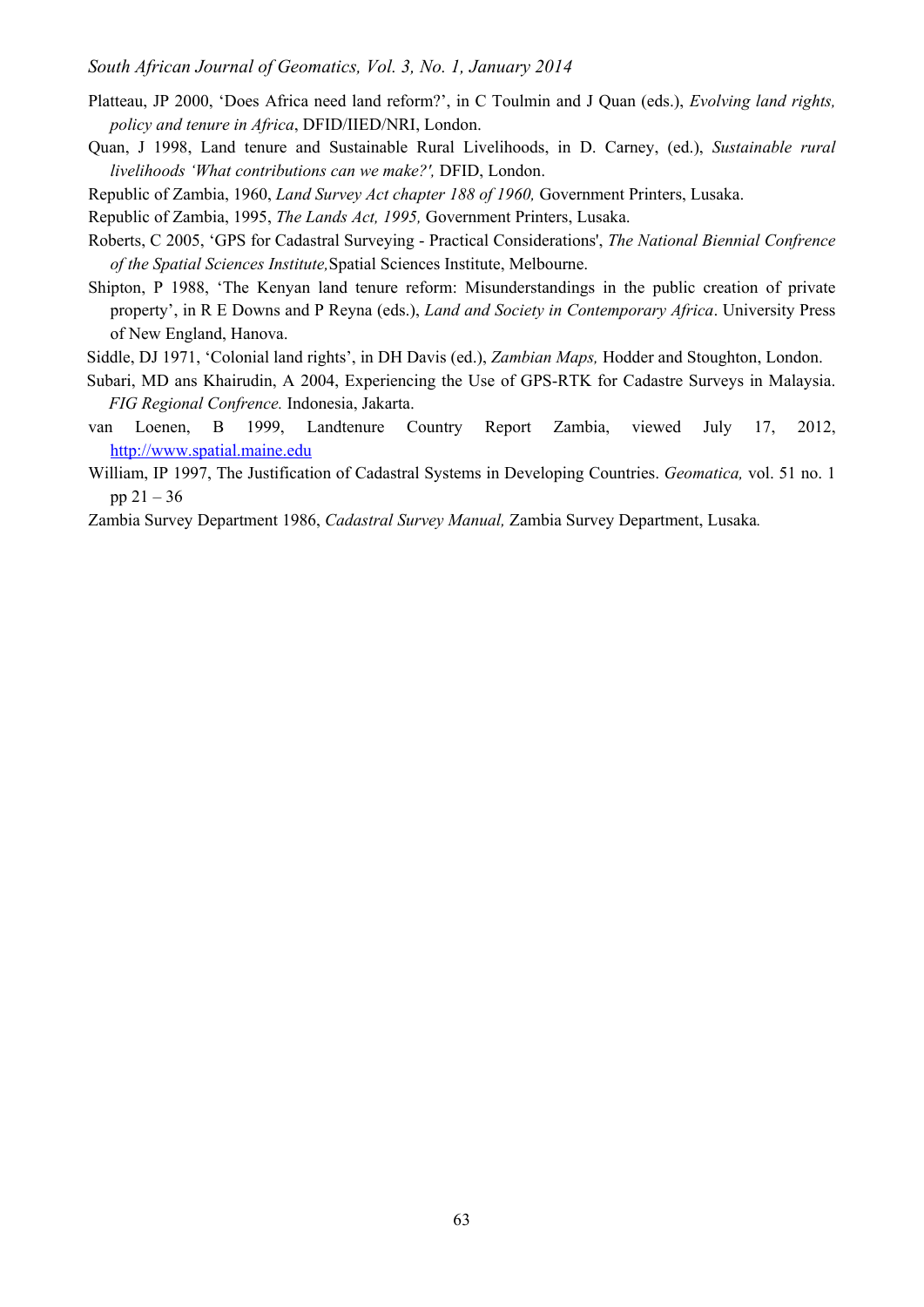Platteau, JP 2000, 'Does Africa need land reform?', in C Toulmin and J Quan (eds.), *Evolving land rights, policy and tenure in Africa*, DFID/IIED/NRI, London.

Quan, J 1998, Land tenure and Sustainable Rural Livelihoods, in D. Carney, (ed.), *Sustainable rural livelihoods 'What contributions can we make?',* DFID, London.

Republic of Zambia, 1960, *Land Survey Act chapter 188 of 1960,* Government Printers, Lusaka.

Republic of Zambia, 1995, *The Lands Act, 1995,* Government Printers, Lusaka.

Roberts, C 2005, 'GPS for Cadastral Surveying - Practical Considerations', *The National Biennial Confrence of the Spatial Sciences Institute,*Spatial Sciences Institute, Melbourne.

Shipton, P 1988, 'The Kenyan land tenure reform: Misunderstandings in the public creation of private property', in R E Downs and P Reyna (eds.), *Land and Society in Contemporary Africa*. University Press of New England, Hanova.

Siddle, DJ 1971, 'Colonial land rights', in DH Davis (ed.), *Zambian Maps,* Hodder and Stoughton, London.

Subari, MD ans Khairudin, A 2004, Experiencing the Use of GPS-RTK for Cadastre Surveys in Malaysia. *FIG Regional Confrence.* Indonesia, Jakarta.

van Loenen, B 1999, Landtenure Country Report Zambia, viewed July 17, 2012, http://www.spatial.maine.edu

William, IP 1997, The Justification of Cadastral Systems in Developing Countries. *Geomatica,* vol. 51 no. 1 pp 21 – 36

Zambia Survey Department 1986, *Cadastral Survey Manual,* Zambia Survey Department, Lusaka.